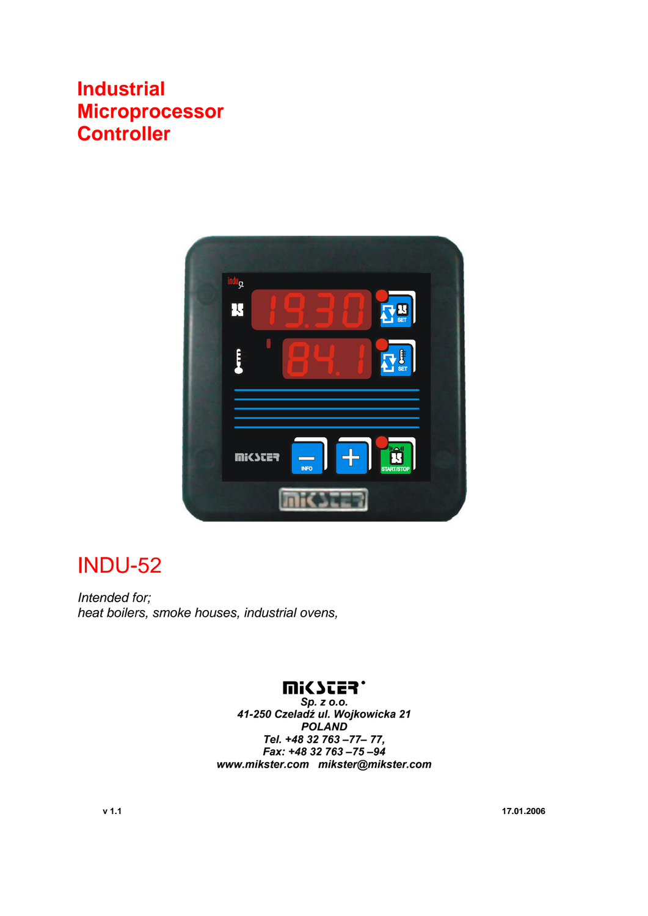# Industrial Microprocessor Controller

## INDU-52

*Intended for;*
*heat boilers, smoke houses, industrial ovens,*

**MIKSTER**
***Sp. z o.o.***
***41-250 Czeladź ul. Wojkowicka 21***
***POLAND***
***Tel. +48 32 763 –77– 77,***
***Fax: +48 32 763 –75 –94***
***www.mikster.com mikster@mikster.com***

**v 1.1** **17.01.2006**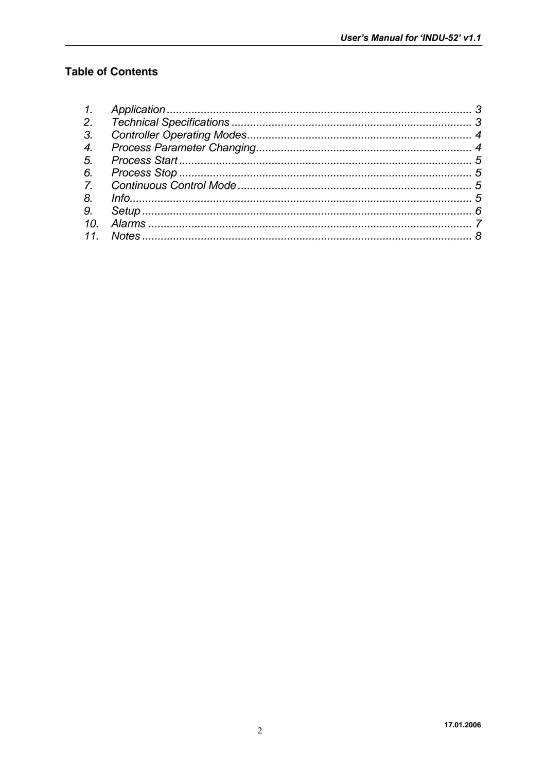## Table of Contents

1. *Application* ........................................................................................... *3*
2. *Technical Specifications* ........................................................................... *3*
3. *Controller Operating Modes* ...................................................................... *4*
4. *Process Parameter Changing* .................................................................... *4*
5. *Process Start* ............................................................................................ *5*
6. *Process Stop* ............................................................................................ *5*
7. *Continuous Control Mode* ......................................................................... *5*
8. *Info* ......................................................................................................... *5*
9. *Setup* ...................................................................................................... *6*
10. *Alarms* .................................................................................................... *7*
11. *Notes* ...................................................................................................... *8*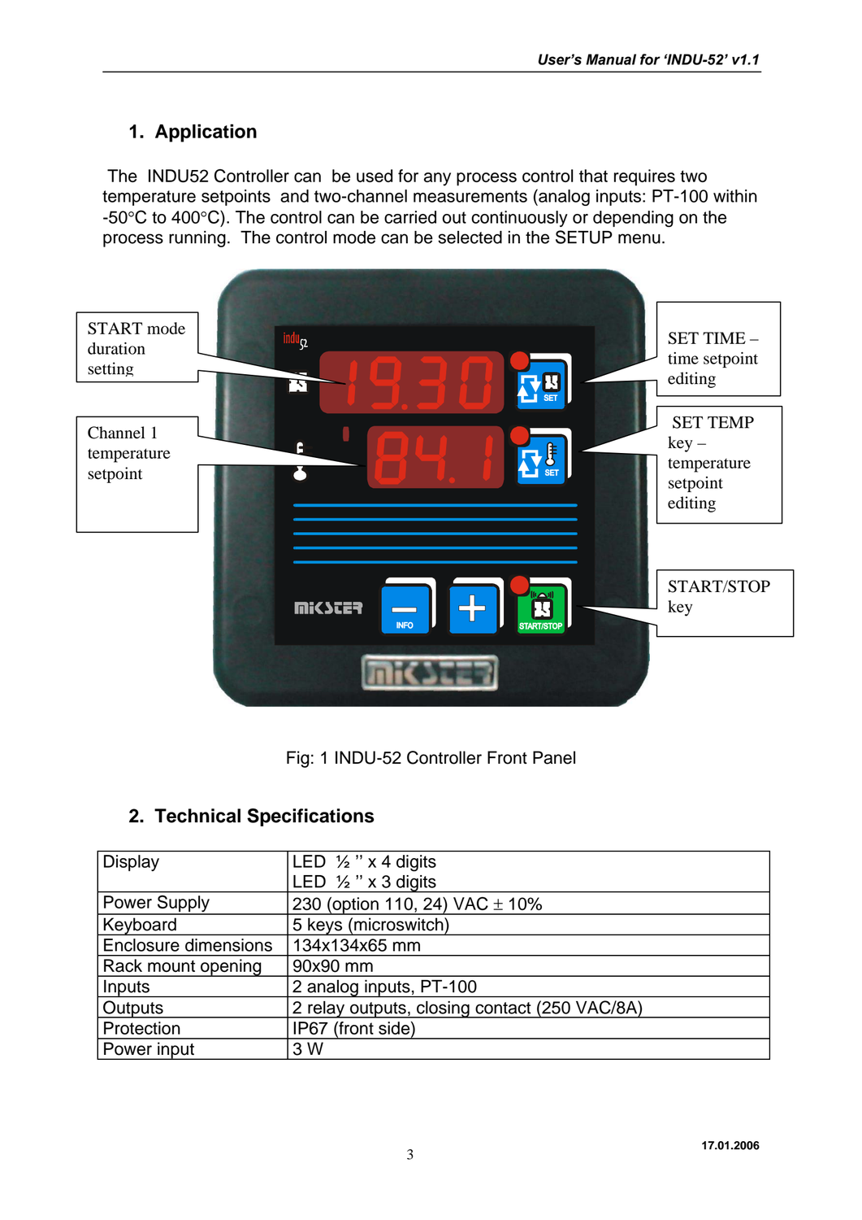## 1. Application

The INDU52 Controller can be used for any process control that requires two temperature setpoints and two-channel measurements (analog inputs: PT-100 within -50°C to 400°C). The control can be carried out continuously or depending on the process running. The control mode can be selected in the SETUP menu.

START mode duration setting

Channel 1 temperature setpoint

SET TIME – time setpoint editing

SET TEMP key – temperature setpoint editing

START/STOP key

Fig: 1 INDU-52 Controller Front Panel

## 2. Technical Specifications

| | |
|---|---|
| Display | LED ½ '' x 4 digits<br>LED ½ '' x 3 digits |
| Power Supply | 230 (option 110, 24) VAC ± 10% |
| Keyboard | 5 keys (microswitch) |
| Enclosure dimensions | 134x134x65 mm |
| Rack mount opening | 90x90 mm |
| Inputs | 2 analog inputs, PT-100 |
| Outputs | 2 relay outputs, closing contact (250 VAC/8A) |
| Protection | IP67 (front side) |
| Power input | 3 W |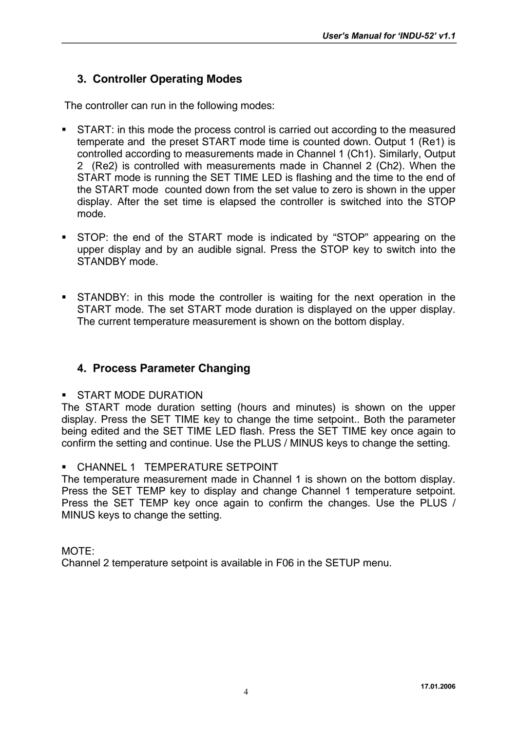## 3. Controller Operating Modes

The controller can run in the following modes:

- START: in this mode the process control is carried out according to the measured temperate and the preset START mode time is counted down. Output 1 (Re1) is controlled according to measurements made in Channel 1 (Ch1). Similarly, Output 2 (Re2) is controlled with measurements made in Channel 2 (Ch2). When the START mode is running the SET TIME LED is flashing and the time to the end of the START mode counted down from the set value to zero is shown in the upper display. After the set time is elapsed the controller is switched into the STOP mode.

- STOP: the end of the START mode is indicated by "STOP" appearing on the upper display and by an audible signal. Press the STOP key to switch into the STANDBY mode.

- STANDBY: in this mode the controller is waiting for the next operation in the START mode. The set START mode duration is displayed on the upper display. The current temperature measurement is shown on the bottom display.

## 4. Process Parameter Changing

- START MODE DURATION

The START mode duration setting (hours and minutes) is shown on the upper display. Press the SET TIME key to change the time setpoint.. Both the parameter being edited and the SET TIME LED flash. Press the SET TIME key once again to confirm the setting and continue. Use the PLUS / MINUS keys to change the setting.

- CHANNEL 1 TEMPERATURE SETPOINT

The temperature measurement made in Channel 1 is shown on the bottom display. Press the SET TEMP key to display and change Channel 1 temperature setpoint. Press the SET TEMP key once again to confirm the changes. Use the PLUS / MINUS keys to change the setting.

MOTE:
Channel 2 temperature setpoint is available in F06 in the SETUP menu.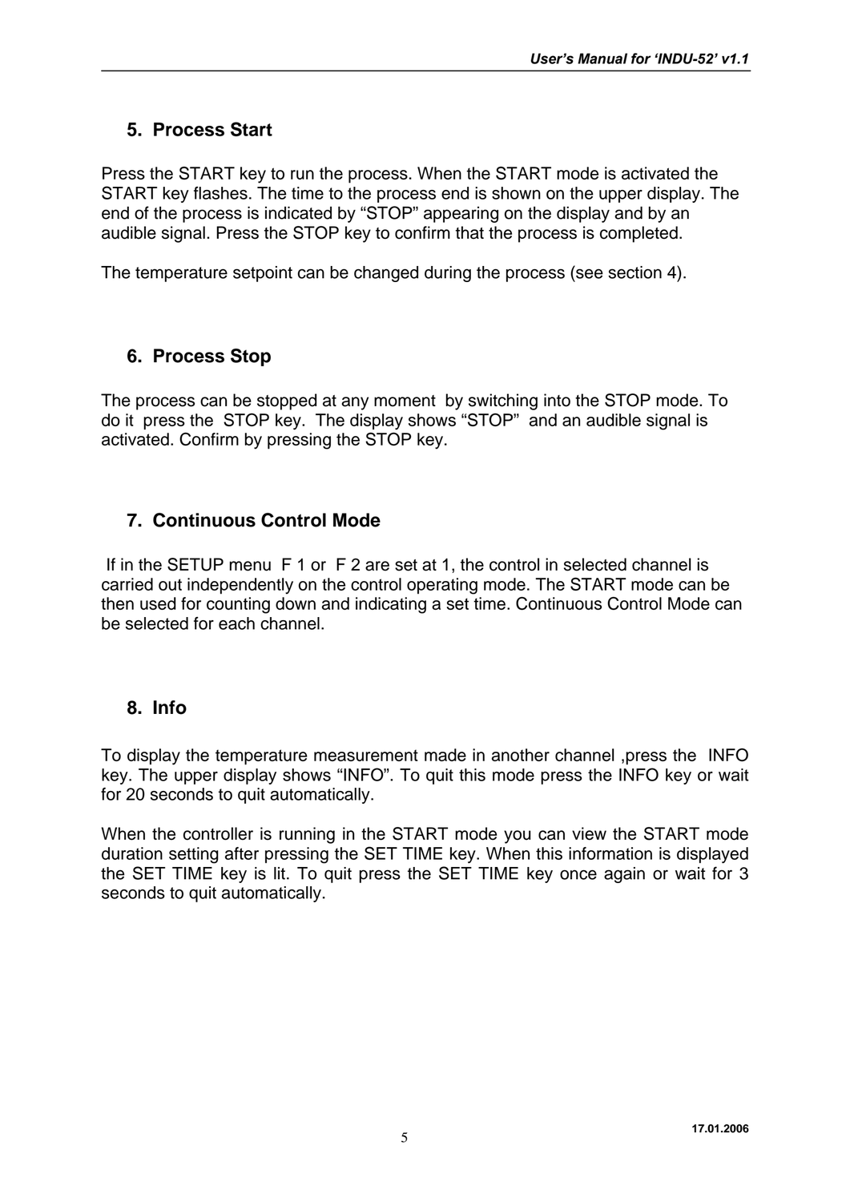## 5. Process Start

Press the START key to run the process. When the START mode is activated the START key flashes. The time to the process end is shown on the upper display. The end of the process is indicated by "STOP" appearing on the display and by an audible signal. Press the STOP key to confirm that the process is completed.

The temperature setpoint can be changed during the process (see section 4).

## 6. Process Stop

The process can be stopped at any moment by switching into the STOP mode. To do it press the STOP key. The display shows "STOP" and an audible signal is activated. Confirm by pressing the STOP key.

## 7. Continuous Control Mode

If in the SETUP menu F 1 or F 2 are set at 1, the control in selected channel is carried out independently on the control operating mode. The START mode can be then used for counting down and indicating a set time. Continuous Control Mode can be selected for each channel.

## 8. Info

To display the temperature measurement made in another channel ,press the INFO key. The upper display shows "INFO". To quit this mode press the INFO key or wait for 20 seconds to quit automatically.

When the controller is running in the START mode you can view the START mode duration setting after pressing the SET TIME key. When this information is displayed the SET TIME key is lit. To quit press the SET TIME key once again or wait for 3 seconds to quit automatically.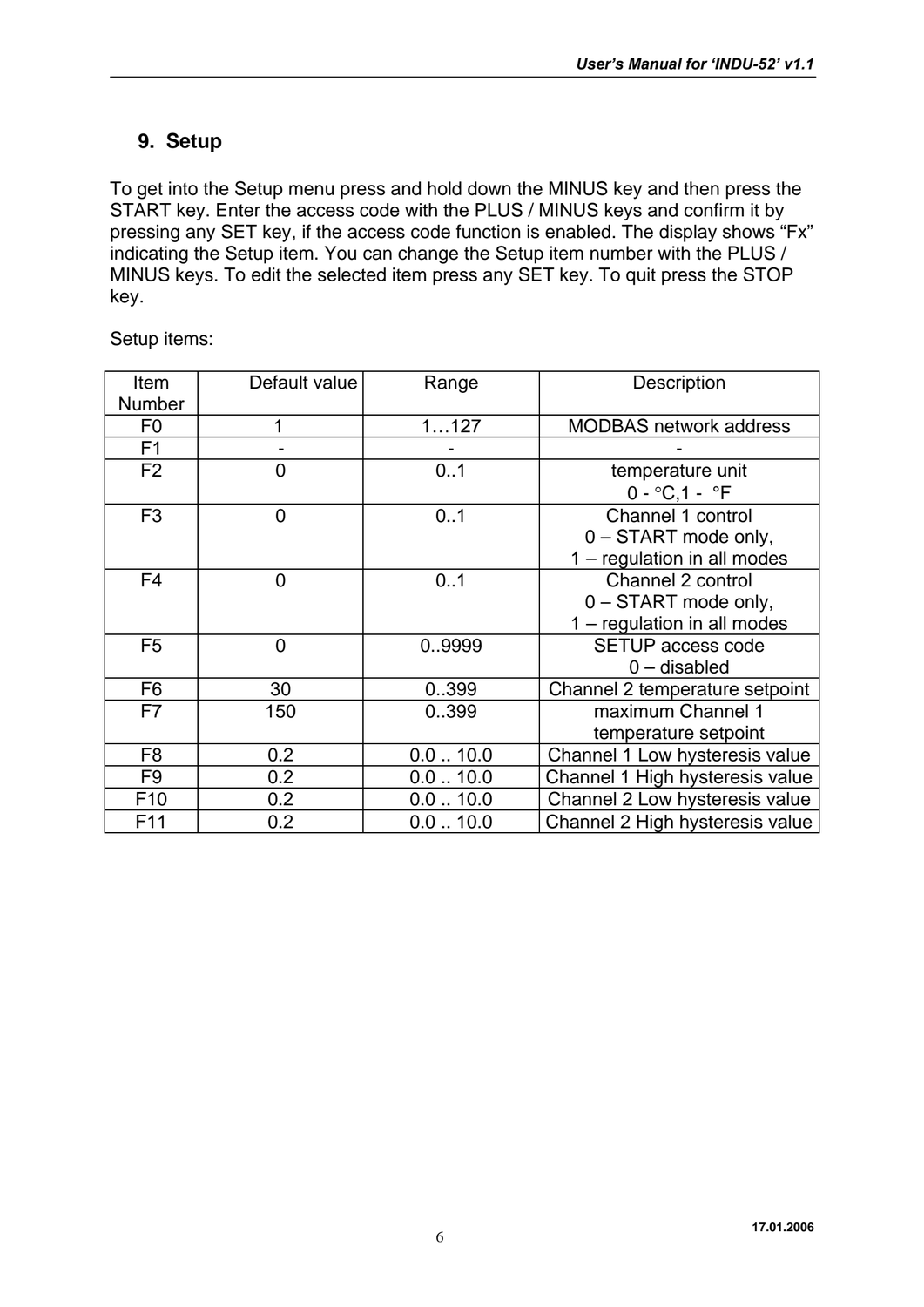## 9. Setup

To get into the Setup menu press and hold down the MINUS key and then press the START key. Enter the access code with the PLUS / MINUS keys and confirm it by pressing any SET key, if the access code function is enabled. The display shows “Fx” indicating the Setup item. You can change the Setup item number with the PLUS / MINUS keys. To edit the selected item press any SET key. To quit press the STOP key.

Setup items:

| Item Number | Default value | Range | Description |
|---|---|---|---|
| F0 | 1 | 1…127 | MODBAS network address |
| F1 | - | - | - |
| F2 | 0 | 0..1 | temperature unit<br>0 - °C,1 - °F |
| F3 | 0 | 0..1 | Channel 1 control<br>0 – START mode only,<br>1 – regulation in all modes |
| F4 | 0 | 0..1 | Channel 2 control<br>0 – START mode only,<br>1 – regulation in all modes |
| F5 | 0 | 0..9999 | SETUP access code<br>0 – disabled |
| F6 | 30 | 0..399 | Channel 2 temperature setpoint |
| F7 | 150 | 0..399 | maximum Channel 1 temperature setpoint |
| F8 | 0.2 | 0.0 .. 10.0 | Channel 1 Low hysteresis value |
| F9 | 0.2 | 0.0 .. 10.0 | Channel 1 High hysteresis value |
| F10 | 0.2 | 0.0 .. 10.0 | Channel 2 Low hysteresis value |
| F11 | 0.2 | 0.0 .. 10.0 | Channel 2 High hysteresis value |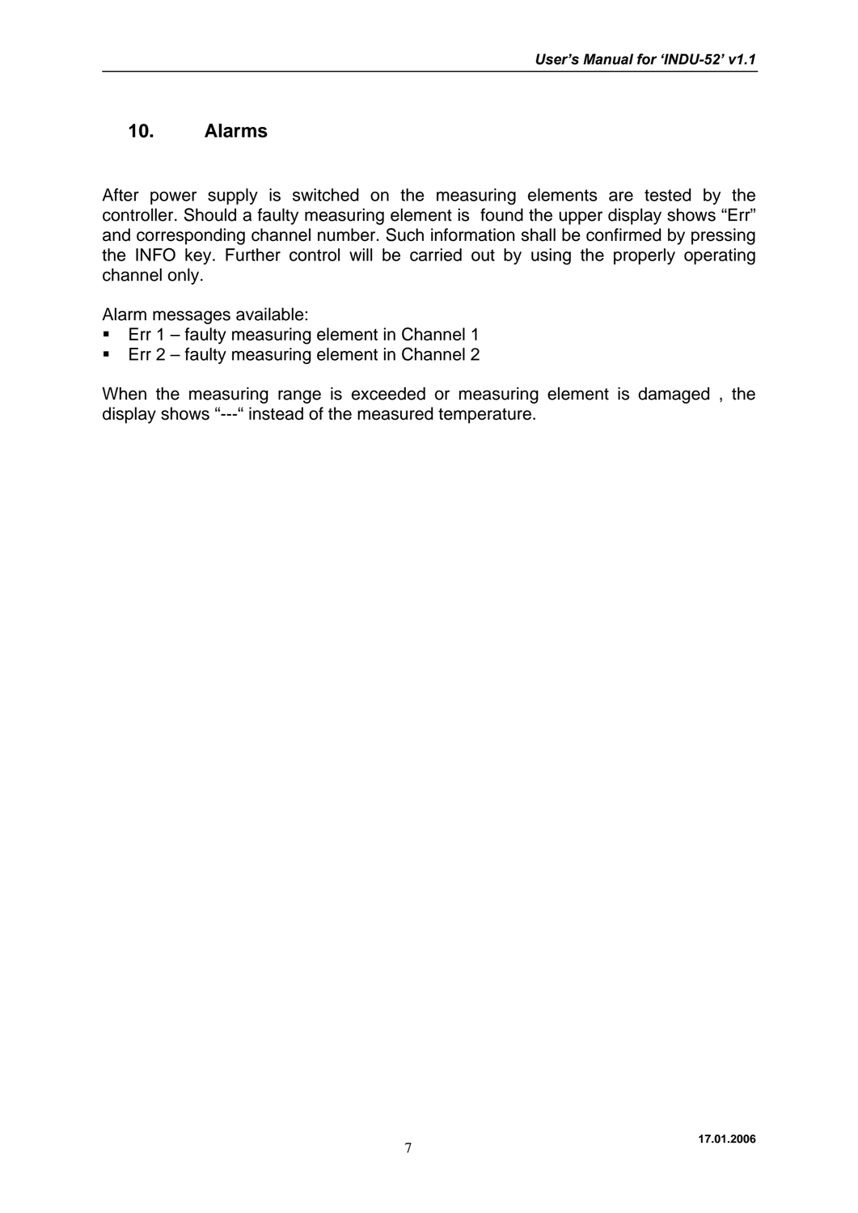## 10. Alarms

After power supply is switched on the measuring elements are tested by the controller. Should a faulty measuring element is found the upper display shows “Err” and corresponding channel number. Such information shall be confirmed by pressing the INFO key. Further control will be carried out by using the properly operating channel only.

Alarm messages available:

- Err 1 – faulty measuring element in Channel 1
- Err 2 – faulty measuring element in Channel 2

When the measuring range is exceeded or measuring element is damaged , the display shows “---“ instead of the measured temperature.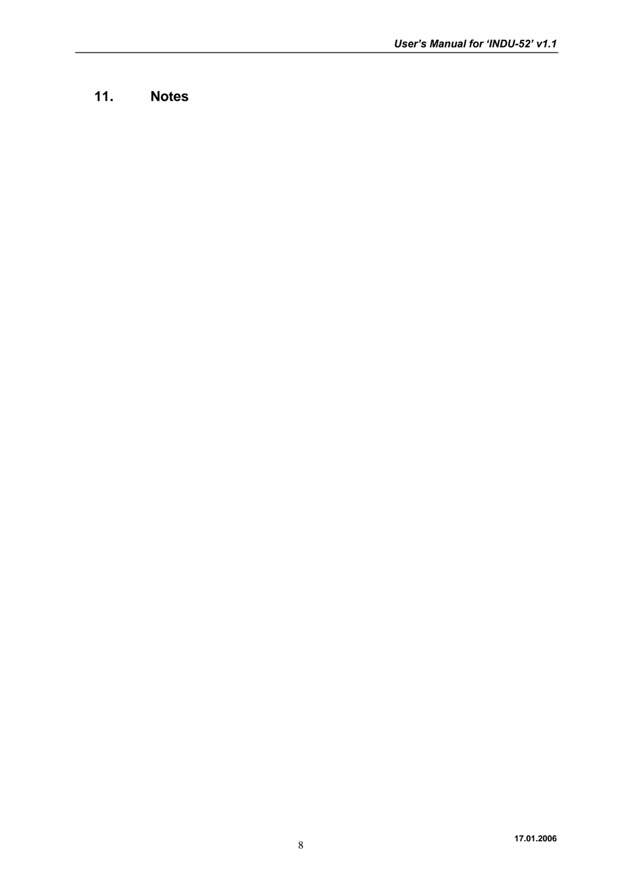# 11. Notes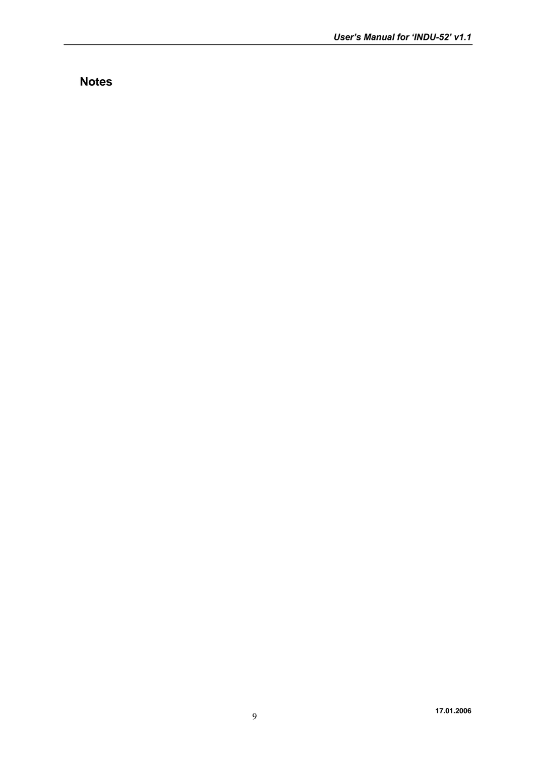## Notes